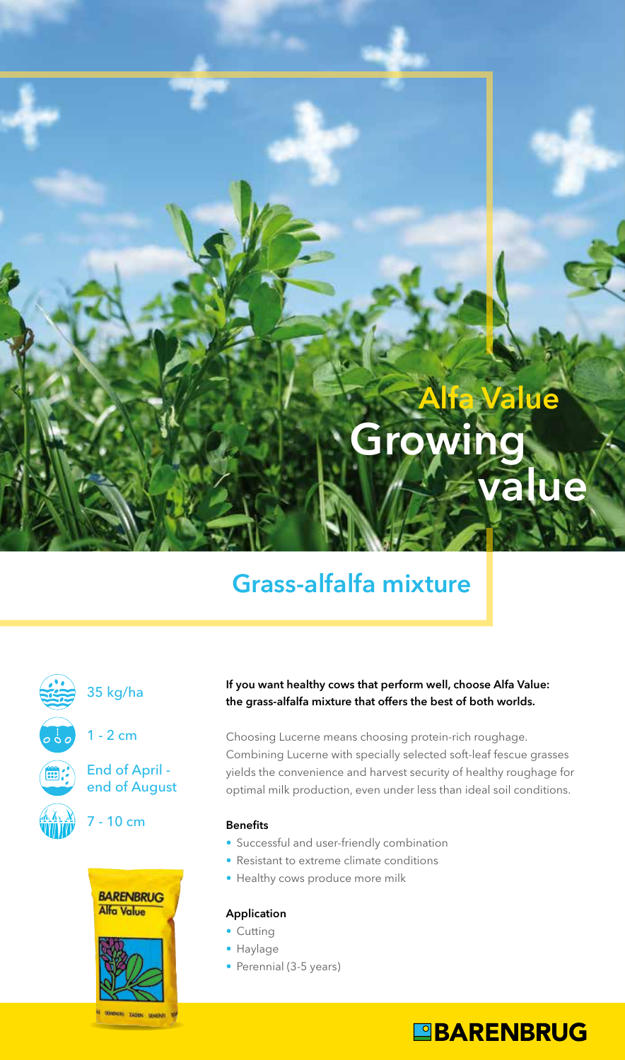# Alfa Value

# Growing value

## Grass-alfalfa mixture

35 kg/ha

1 - 2 cm

End of April - end of August

7 - 10 cm

**If you want healthy cows that perform well, choose Alfa Value: the grass-alfalfa mixture that offers the best of both worlds.**

Choosing Lucerne means choosing protein-rich roughage. Combining Lucerne with specially selected soft-leaf fescue grasses yields the convenience and harvest security of healthy roughage for optimal milk production, even under less than ideal soil conditions.

### Benefits

- Successful and user-friendly combination
- Resistant to extreme climate conditions
- Healthy cows produce more milk

### Application

- Cutting
- Haylage
- Perennial (3-5 years)

BARENBRUG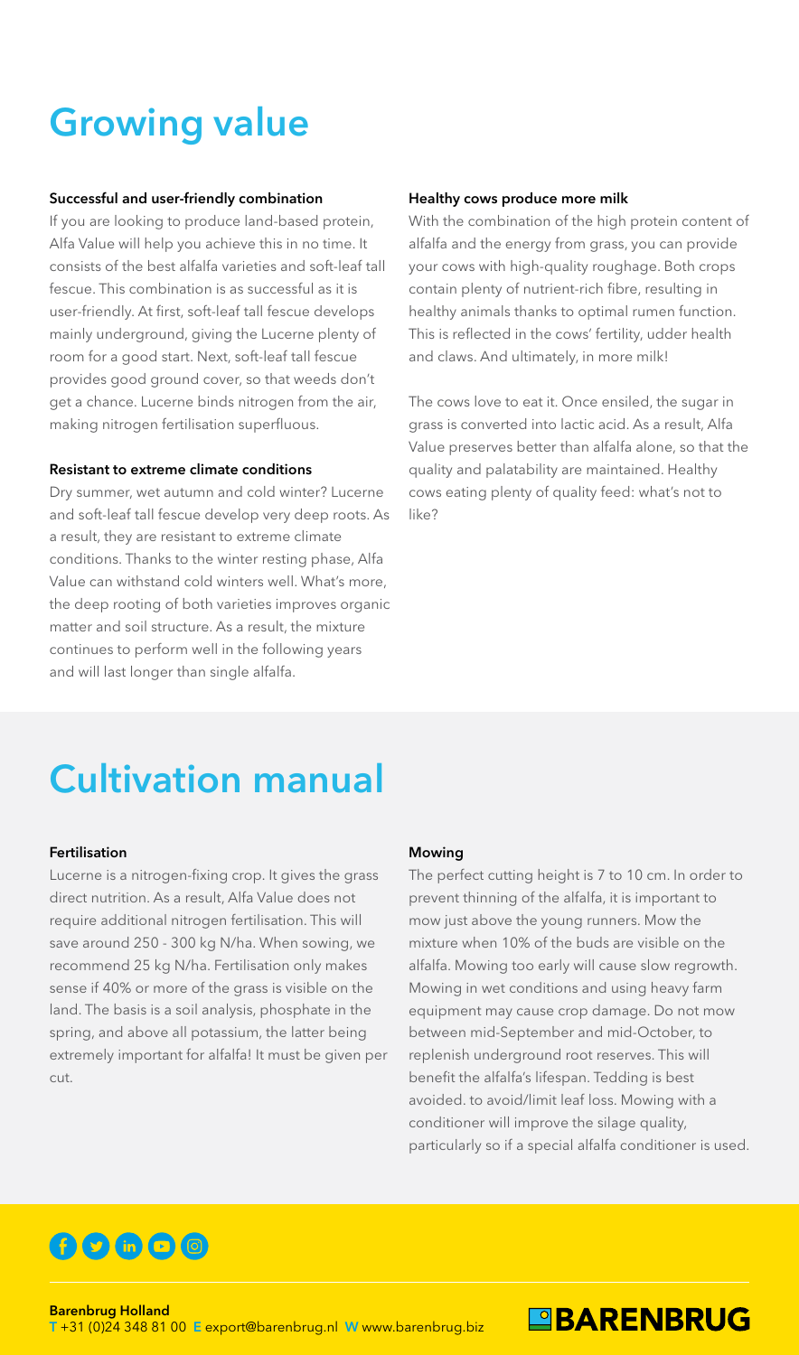# Growing value

### Successful and user-friendly combination

If you are looking to produce land-based protein, Alfa Value will help you achieve this in no time. It consists of the best alfalfa varieties and soft-leaf tall fescue. This combination is as successful as it is user-friendly. At first, soft-leaf tall fescue develops mainly underground, giving the Lucerne plenty of room for a good start. Next, soft-leaf tall fescue provides good ground cover, so that weeds don't get a chance. Lucerne binds nitrogen from the air, making nitrogen fertilisation superfluous.

### Resistant to extreme climate conditions

Dry summer, wet autumn and cold winter? Lucerne and soft-leaf tall fescue develop very deep roots. As a result, they are resistant to extreme climate conditions. Thanks to the winter resting phase, Alfa Value can withstand cold winters well. What's more, the deep rooting of both varieties improves organic matter and soil structure. As a result, the mixture continues to perform well in the following years and will last longer than single alfalfa.

### Healthy cows produce more milk

With the combination of the high protein content of alfalfa and the energy from grass, you can provide your cows with high-quality roughage. Both crops contain plenty of nutrient-rich fibre, resulting in healthy animals thanks to optimal rumen function. This is reflected in the cows' fertility, udder health and claws. And ultimately, in more milk!

The cows love to eat it. Once ensiled, the sugar in grass is converted into lactic acid. As a result, Alfa Value preserves better than alfalfa alone, so that the quality and palatability are maintained. Healthy cows eating plenty of quality feed: what's not to like?

# Cultivation manual

### Fertilisation

Lucerne is a nitrogen-fixing crop. It gives the grass direct nutrition. As a result, Alfa Value does not require additional nitrogen fertilisation. This will save around 250 - 300 kg N/ha. When sowing, we recommend 25 kg N/ha. Fertilisation only makes sense if 40% or more of the grass is visible on the land. The basis is a soil analysis, phosphate in the spring, and above all potassium, the latter being extremely important for alfalfa! It must be given per cut.

### Mowing

The perfect cutting height is 7 to 10 cm. In order to prevent thinning of the alfalfa, it is important to mow just above the young runners. Mow the mixture when 10% of the buds are visible on the alfalfa. Mowing too early will cause slow regrowth. Mowing in wet conditions and using heavy farm equipment may cause crop damage. Do not mow between mid-September and mid-October, to replenish underground root reserves. This will benefit the alfalfa's lifespan. Tedding is best avoided. to avoid/limit leaf loss. Mowing with a conditioner will improve the silage quality, particularly so if a special alfalfa conditioner is used.

**Barenbrug Holland**
**T** +31 (0)24 348 81 00 **E** export@barenbrug.nl **W** www.barenbrug.biz

BARENBRUG